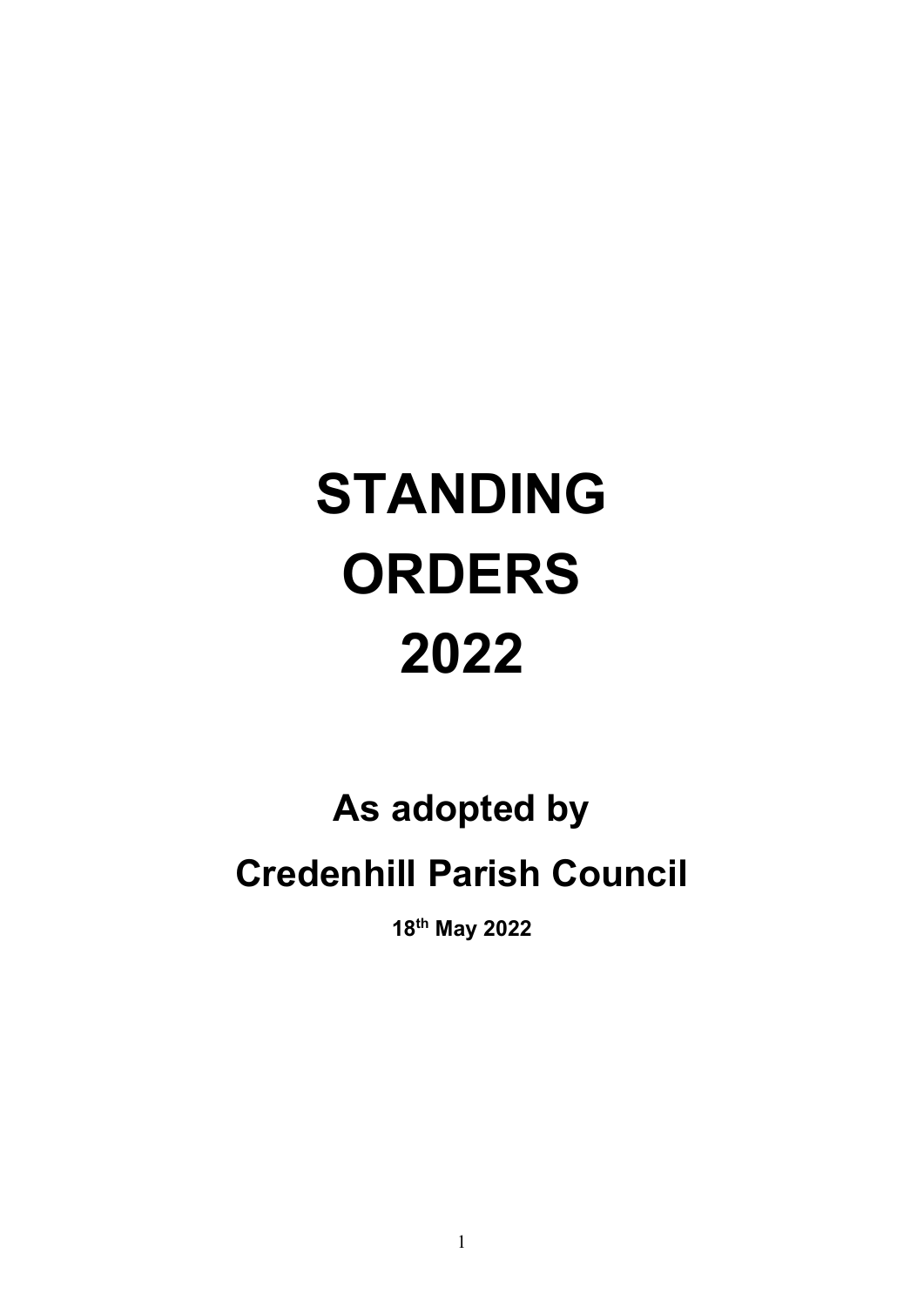# STANDING ORDERS 2022

## As adopted by

## Credenhill Parish Council

**18th May 2022**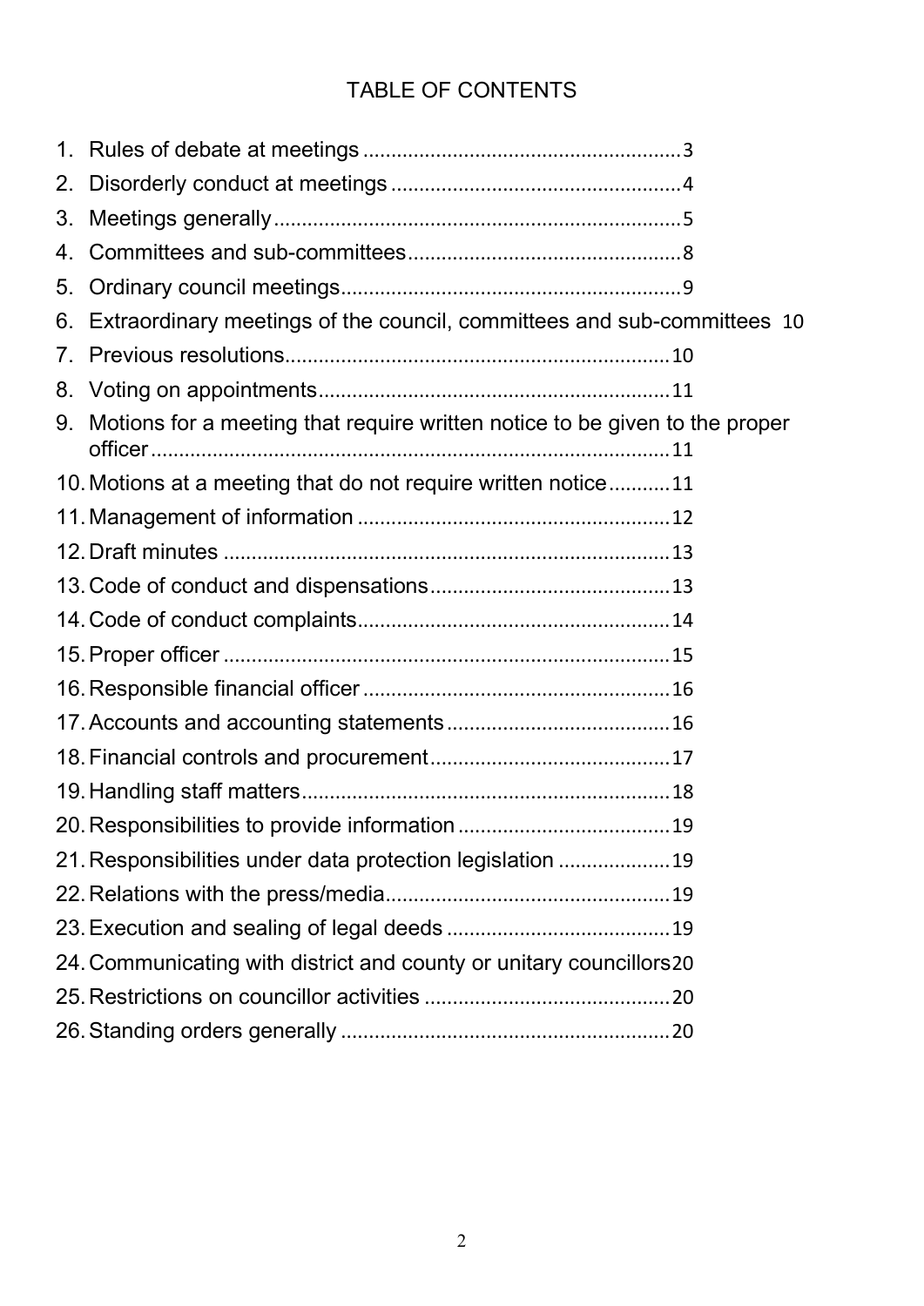# TABLE OF CONTENTS

1. Rules of debate at meetings ........................................................ 3
2. Disorderly conduct at meetings ................................................... 4
3. Meetings generally ........................................................................ 5
4. Committees and sub-committees ................................................ 8
5. Ordinary council meetings ............................................................ 9
6. Extraordinary meetings of the council, committees and sub-committees 10
7. Previous resolutions .................................................................... 10
8. Voting on appointments .............................................................. 11
9. Motions for a meeting that require written notice to be given to the proper officer ........................................................................................ 11
10. Motions at a meeting that do not require written notice ........... 11
11. Management of information ....................................................... 12
12. Draft minutes ............................................................................... 13
13. Code of conduct and dispensations .......................................... 13
14. Code of conduct complaints ....................................................... 14
15. Proper officer ............................................................................... 15
16. Responsible financial officer ...................................................... 16
17. Accounts and accounting statements ........................................ 16
18. Financial controls and procurement .......................................... 17
19. Handling staff matters ................................................................. 18
20. Responsibilities to provide information ..................................... 19
21. Responsibilities under data protection legislation .................... 19
22. Relations with the press/media .................................................. 19
23. Execution and sealing of legal deeds ........................................ 19
24. Communicating with district and county or unitary councillors 20
25. Restrictions on councillor activities ........................................... 20
26. Standing orders generally .......................................................... 20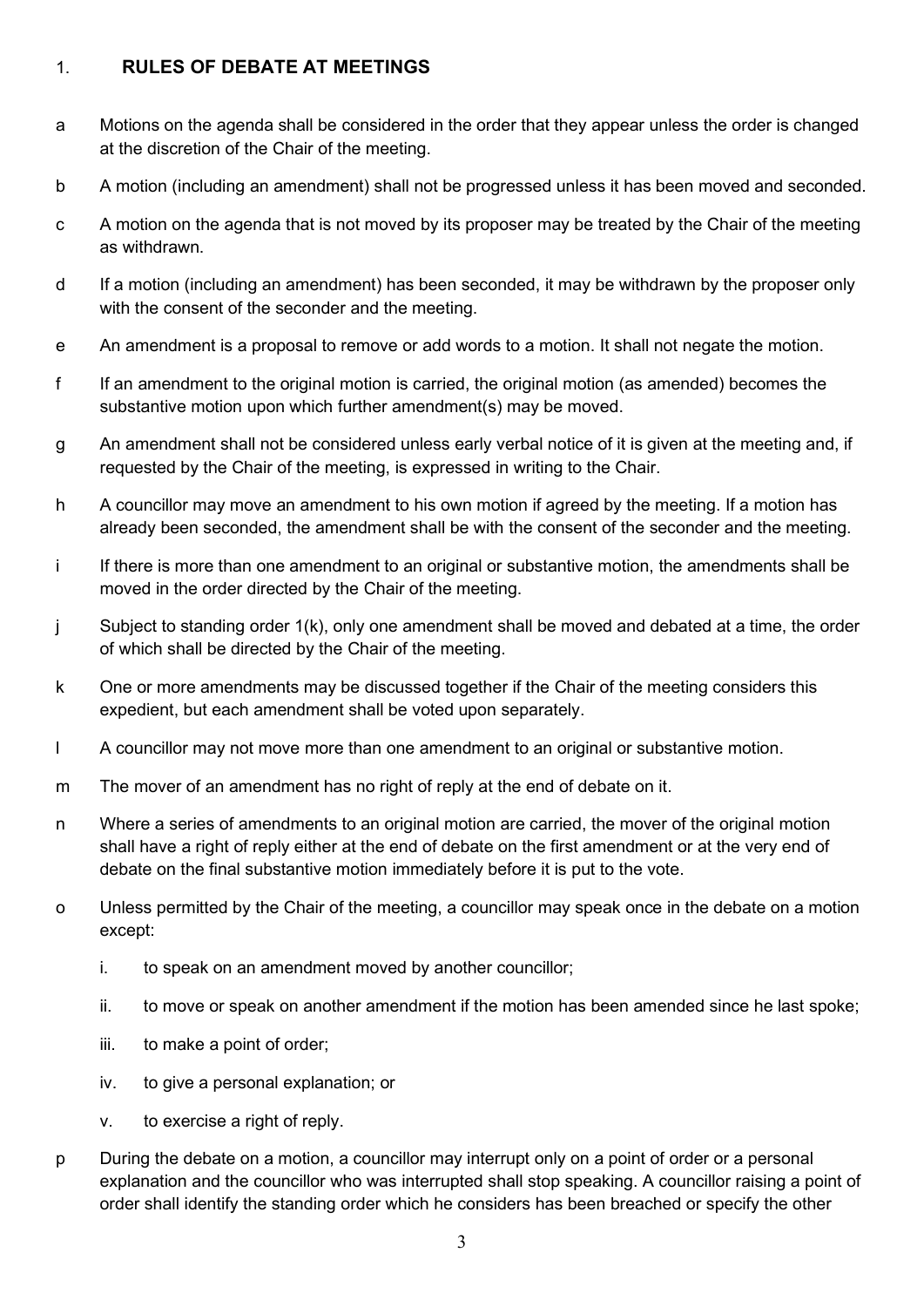## 1. RULES OF DEBATE AT MEETINGS

a. Motions on the agenda shall be considered in the order that they appear unless the order is changed at the discretion of the Chair of the meeting.

b. A motion (including an amendment) shall not be progressed unless it has been moved and seconded.

c. A motion on the agenda that is not moved by its proposer may be treated by the Chair of the meeting as withdrawn.

d. If a motion (including an amendment) has been seconded, it may be withdrawn by the proposer only with the consent of the seconder and the meeting.

e. An amendment is a proposal to remove or add words to a motion. It shall not negate the motion.

f. If an amendment to the original motion is carried, the original motion (as amended) becomes the substantive motion upon which further amendment(s) may be moved.

g. An amendment shall not be considered unless early verbal notice of it is given at the meeting and, if requested by the Chair of the meeting, is expressed in writing to the Chair.

h. A councillor may move an amendment to his own motion if agreed by the meeting. If a motion has already been seconded, the amendment shall be with the consent of the seconder and the meeting.

i. If there is more than one amendment to an original or substantive motion, the amendments shall be moved in the order directed by the Chair of the meeting.

j. Subject to standing order 1(k), only one amendment shall be moved and debated at a time, the order of which shall be directed by the Chair of the meeting.

k. One or more amendments may be discussed together if the Chair of the meeting considers this expedient, but each amendment shall be voted upon separately.

l. A councillor may not move more than one amendment to an original or substantive motion.

m. The mover of an amendment has no right of reply at the end of debate on it.

n. Where a series of amendments to an original motion are carried, the mover of the original motion shall have a right of reply either at the end of debate on the first amendment or at the very end of debate on the final substantive motion immediately before it is put to the vote.

o. Unless permitted by the Chair of the meeting, a councillor may speak once in the debate on a motion except:

   i. to speak on an amendment moved by another councillor;

   ii. to move or speak on another amendment if the motion has been amended since he last spoke;

   iii. to make a point of order;

   iv. to give a personal explanation; or

   v. to exercise a right of reply.

p. During the debate on a motion, a councillor may interrupt only on a point of order or a personal explanation and the councillor who was interrupted shall stop speaking. A councillor raising a point of order shall identify the standing order which he considers has been breached or specify the other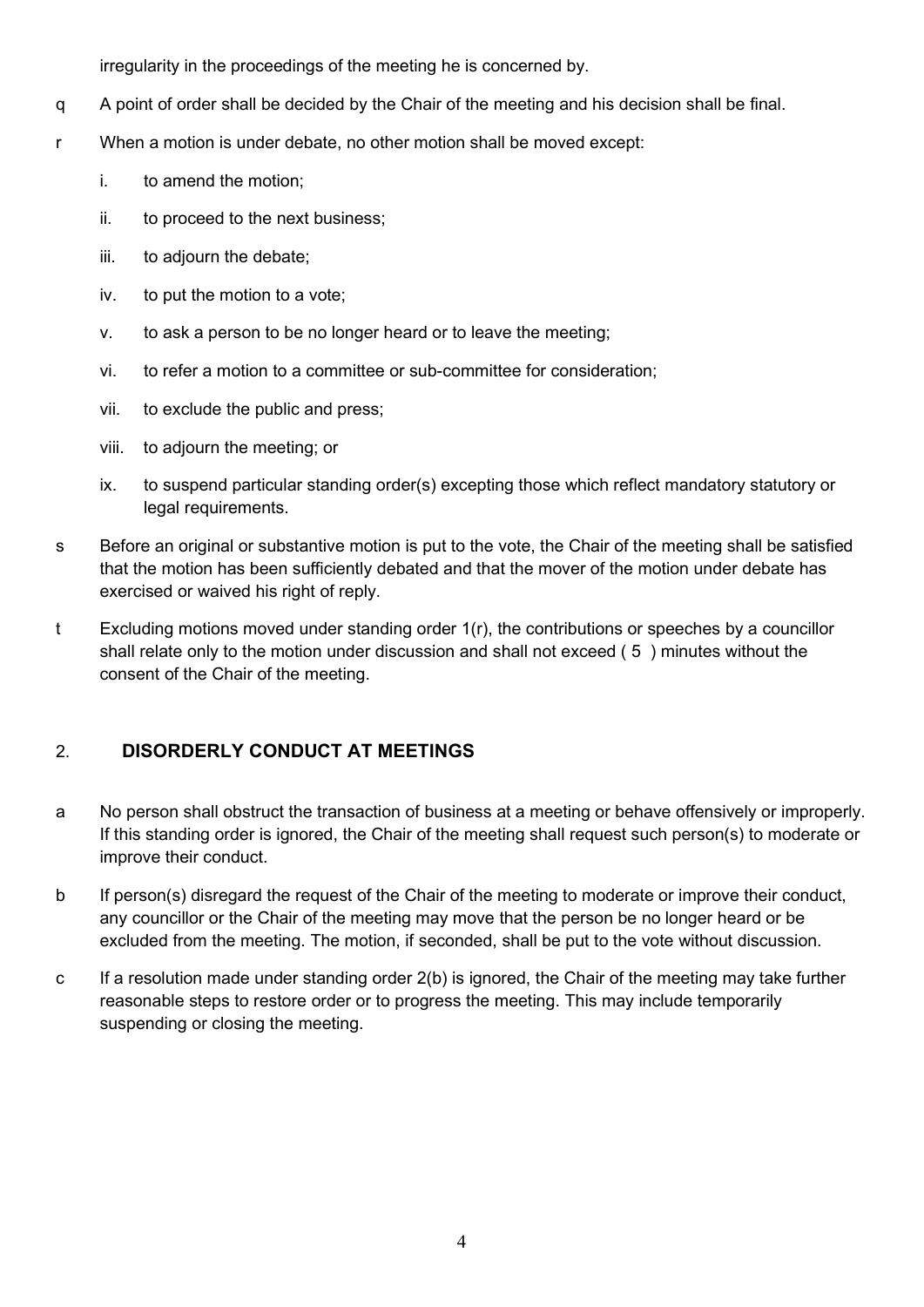irregularity in the proceedings of the meeting he is concerned by.

q A point of order shall be decided by the Chair of the meeting and his decision shall be final.

r When a motion is under debate, no other motion shall be moved except:

   i. to amend the motion;

   ii. to proceed to the next business;

   iii. to adjourn the debate;

   iv. to put the motion to a vote;

   v. to ask a person to be no longer heard or to leave the meeting;

   vi. to refer a motion to a committee or sub-committee for consideration;

   vii. to exclude the public and press;

   viii. to adjourn the meeting; or

   ix. to suspend particular standing order(s) excepting those which reflect mandatory statutory or legal requirements.

s Before an original or substantive motion is put to the vote, the Chair of the meeting shall be satisfied that the motion has been sufficiently debated and that the mover of the motion under debate has exercised or waived his right of reply.

t Excluding motions moved under standing order 1(r), the contributions or speeches by a councillor shall relate only to the motion under discussion and shall not exceed ( 5 ) minutes without the consent of the Chair of the meeting.

## 2. **DISORDERLY CONDUCT AT MEETINGS**

a No person shall obstruct the transaction of business at a meeting or behave offensively or improperly. If this standing order is ignored, the Chair of the meeting shall request such person(s) to moderate or improve their conduct.

b If person(s) disregard the request of the Chair of the meeting to moderate or improve their conduct, any councillor or the Chair of the meeting may move that the person be no longer heard or be excluded from the meeting. The motion, if seconded, shall be put to the vote without discussion.

c If a resolution made under standing order 2(b) is ignored, the Chair of the meeting may take further reasonable steps to restore order or to progress the meeting. This may include temporarily suspending or closing the meeting.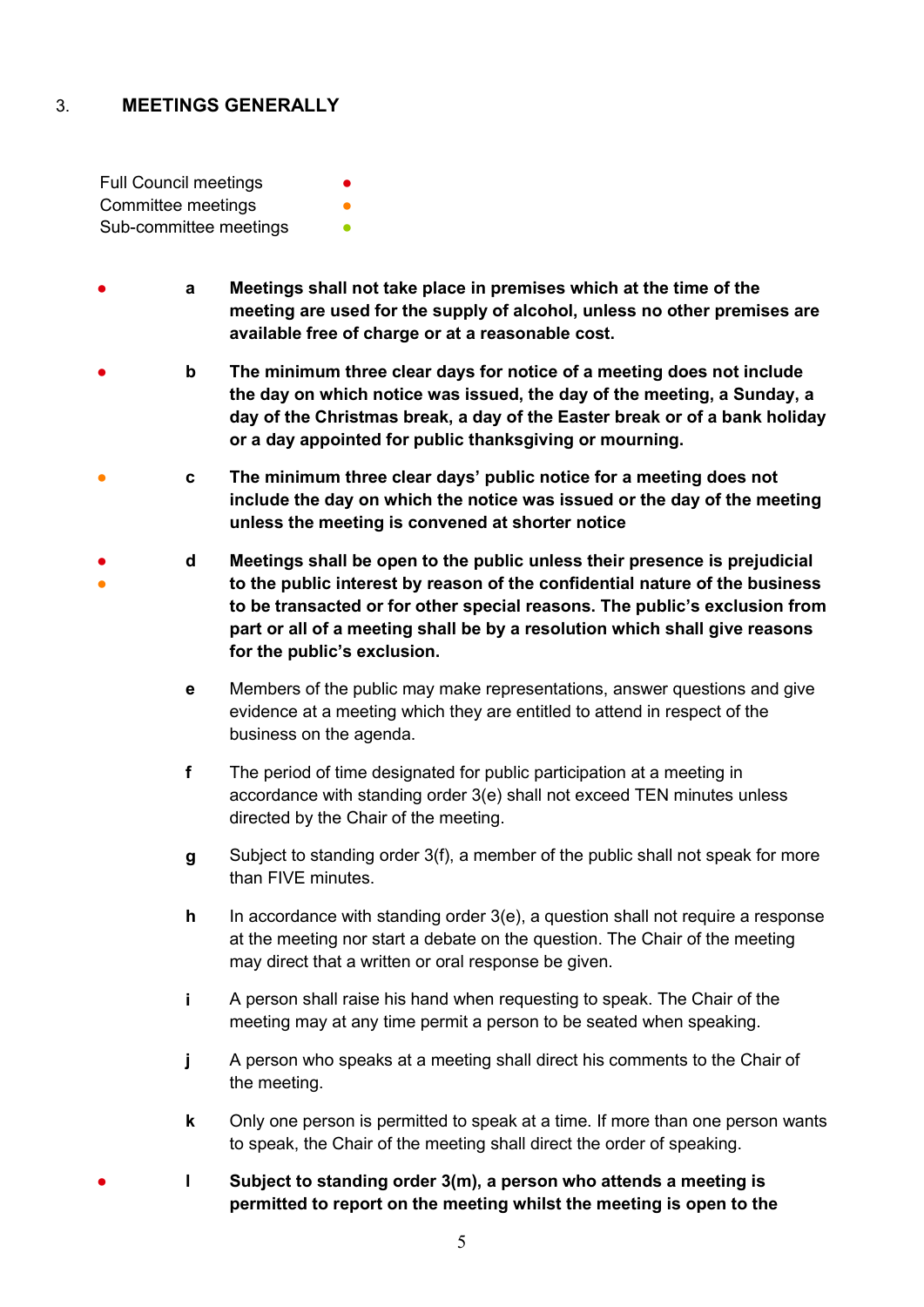## 3. MEETINGS GENERALLY

Full Council meetings ●
Committee meetings ●
Sub-committee meetings ●

● **a** **Meetings shall not take place in premises which at the time of the meeting are used for the supply of alcohol, unless no other premises are available free of charge or at a reasonable cost.**

● **b** **The minimum three clear days for notice of a meeting does not include the day on which notice was issued, the day of the meeting, a Sunday, a day of the Christmas break, a day of the Easter break or of a bank holiday or a day appointed for public thanksgiving or mourning.**

● **c** **The minimum three clear days' public notice for a meeting does not include the day on which the notice was issued or the day of the meeting unless the meeting is convened at shorter notice**

● ● **d** **Meetings shall be open to the public unless their presence is prejudicial to the public interest by reason of the confidential nature of the business to be transacted or for other special reasons. The public's exclusion from part or all of a meeting shall be by a resolution which shall give reasons for the public's exclusion.**

**e** Members of the public may make representations, answer questions and give evidence at a meeting which they are entitled to attend in respect of the business on the agenda.

**f** The period of time designated for public participation at a meeting in accordance with standing order 3(e) shall not exceed TEN minutes unless directed by the Chair of the meeting.

**g** Subject to standing order 3(f), a member of the public shall not speak for more than FIVE minutes.

**h** In accordance with standing order 3(e), a question shall not require a response at the meeting nor start a debate on the question. The Chair of the meeting may direct that a written or oral response be given.

**i** A person shall raise his hand when requesting to speak. The Chair of the meeting may at any time permit a person to be seated when speaking.

**j** A person who speaks at a meeting shall direct his comments to the Chair of the meeting.

**k** Only one person is permitted to speak at a time. If more than one person wants to speak, the Chair of the meeting shall direct the order of speaking.

● **l** **Subject to standing order 3(m), a person who attends a meeting is permitted to report on the meeting whilst the meeting is open to the**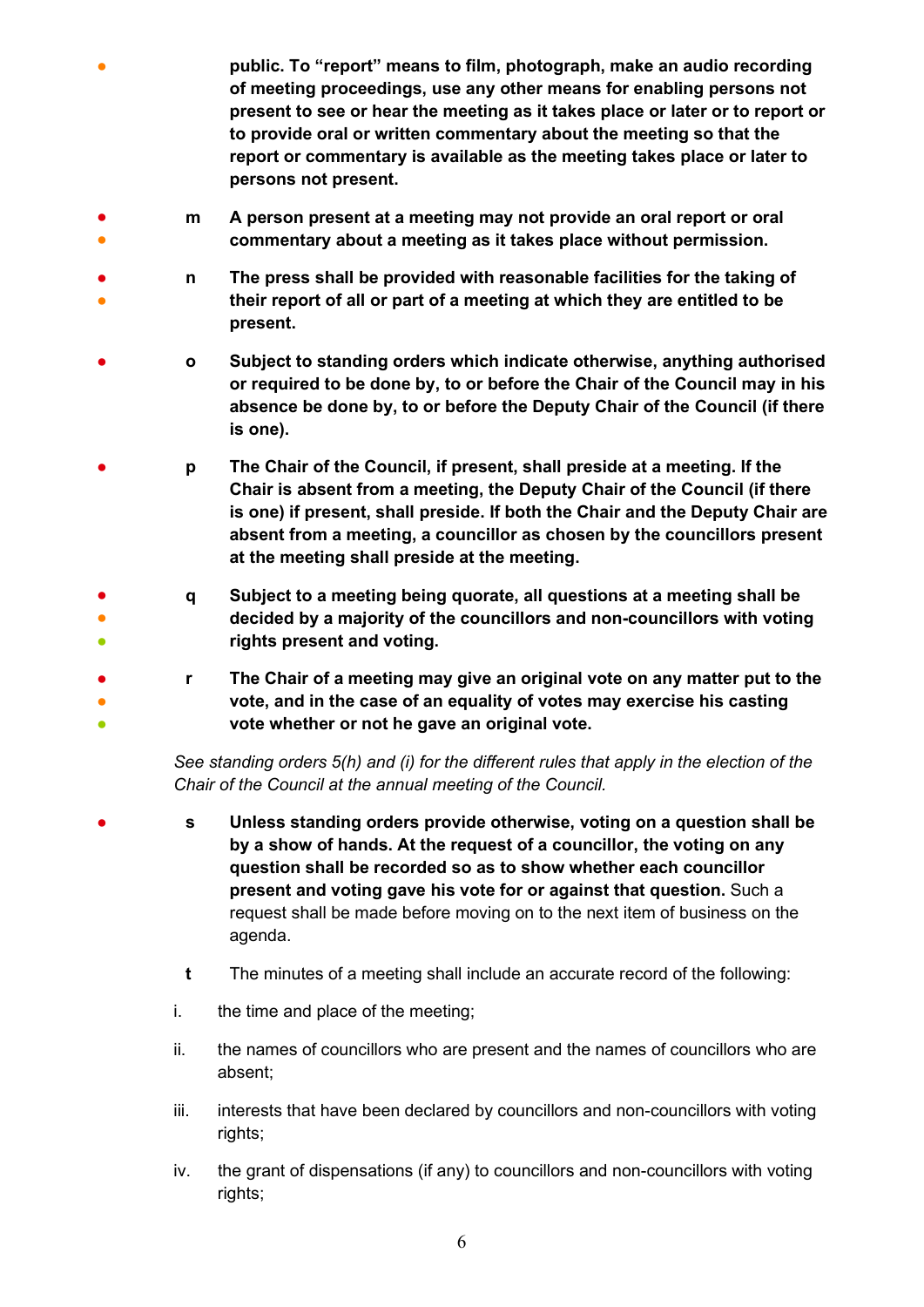**public. To "report" means to film, photograph, make an audio recording of meeting proceedings, use any other means for enabling persons not present to see or hear the meeting as it takes place or later or to report or to provide oral or written commentary about the meeting so that the report or commentary is available as the meeting takes place or later to persons not present.**

**m** **A person present at a meeting may not provide an oral report or oral commentary about a meeting as it takes place without permission.**

**n** **The press shall be provided with reasonable facilities for the taking of their report of all or part of a meeting at which they are entitled to be present.**

**o** **Subject to standing orders which indicate otherwise, anything authorised or required to be done by, to or before the Chair of the Council may in his absence be done by, to or before the Deputy Chair of the Council (if there is one).**

**p** **The Chair of the Council, if present, shall preside at a meeting. If the Chair is absent from a meeting, the Deputy Chair of the Council (if there is one) if present, shall preside. If both the Chair and the Deputy Chair are absent from a meeting, a councillor as chosen by the councillors present at the meeting shall preside at the meeting.**

**q** **Subject to a meeting being quorate, all questions at a meeting shall be decided by a majority of the councillors and non-councillors with voting rights present and voting.**

**r** **The Chair of a meeting may give an original vote on any matter put to the vote, and in the case of an equality of votes may exercise his casting vote whether or not he gave an original vote.**

*See standing orders 5(h) and (i) for the different rules that apply in the election of the Chair of the Council at the annual meeting of the Council.*

**s** **Unless standing orders provide otherwise, voting on a question shall be by a show of hands. At the request of a councillor, the voting on any question shall be recorded so as to show whether each councillor present and voting gave his vote for or against that question.** Such a request shall be made before moving on to the next item of business on the agenda.

**t** The minutes of a meeting shall include an accurate record of the following:

i. the time and place of the meeting;

ii. the names of councillors who are present and the names of councillors who are absent;

iii. interests that have been declared by councillors and non-councillors with voting rights;

iv. the grant of dispensations (if any) to councillors and non-councillors with voting rights;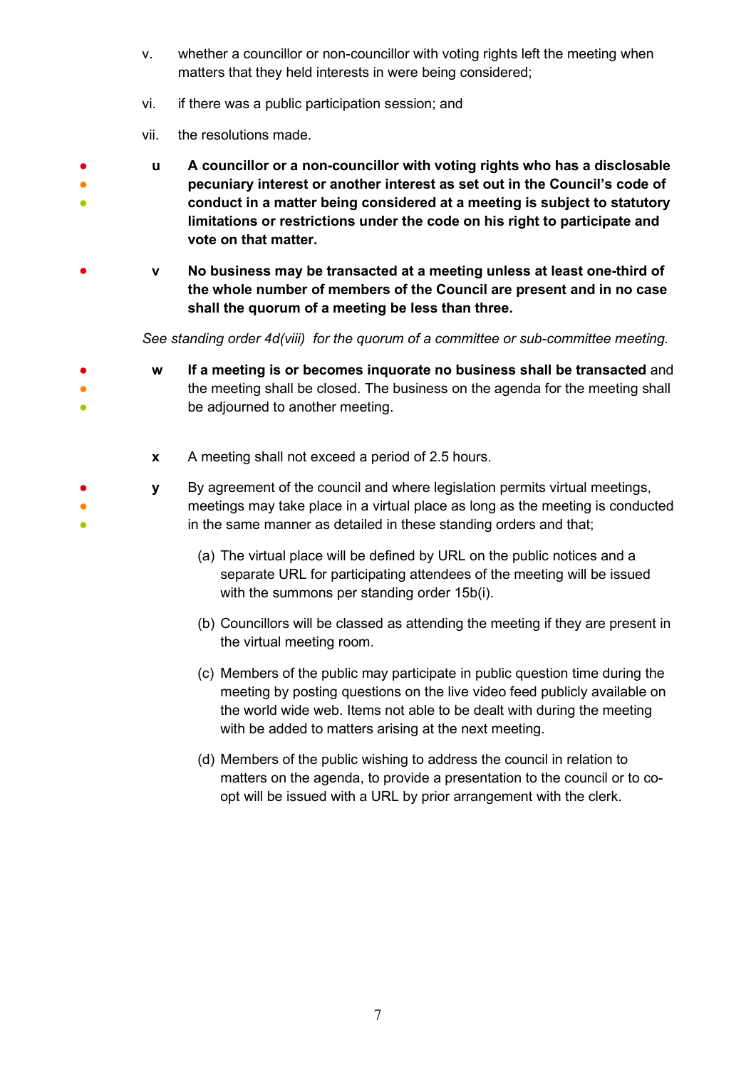v. whether a councillor or non-councillor with voting rights left the meeting when matters that they held interests in were being considered;

vi. if there was a public participation session; and

vii. the resolutions made.

**u** **A councillor or a non-councillor with voting rights who has a disclosable pecuniary interest or another interest as set out in the Council's code of conduct in a matter being considered at a meeting is subject to statutory limitations or restrictions under the code on his right to participate and vote on that matter.**

**v** **No business may be transacted at a meeting unless at least one-third of the whole number of members of the Council are present and in no case shall the quorum of a meeting be less than three.**

*See standing order 4d(viii) for the quorum of a committee or sub-committee meeting.*

**w** **If a meeting is or becomes inquorate no business shall be transacted** and the meeting shall be closed. The business on the agenda for the meeting shall be adjourned to another meeting.

**x** A meeting shall not exceed a period of 2.5 hours.

**y** By agreement of the council and where legislation permits virtual meetings, meetings may take place in a virtual place as long as the meeting is conducted in the same manner as detailed in these standing orders and that;

(a) The virtual place will be defined by URL on the public notices and a separate URL for participating attendees of the meeting will be issued with the summons per standing order 15b(i).

(b) Councillors will be classed as attending the meeting if they are present in the virtual meeting room.

(c) Members of the public may participate in public question time during the meeting by posting questions on the live video feed publicly available on the world wide web. Items not able to be dealt with during the meeting with be added to matters arising at the next meeting.

(d) Members of the public wishing to address the council in relation to matters on the agenda, to provide a presentation to the council or to co-opt will be issued with a URL by prior arrangement with the clerk.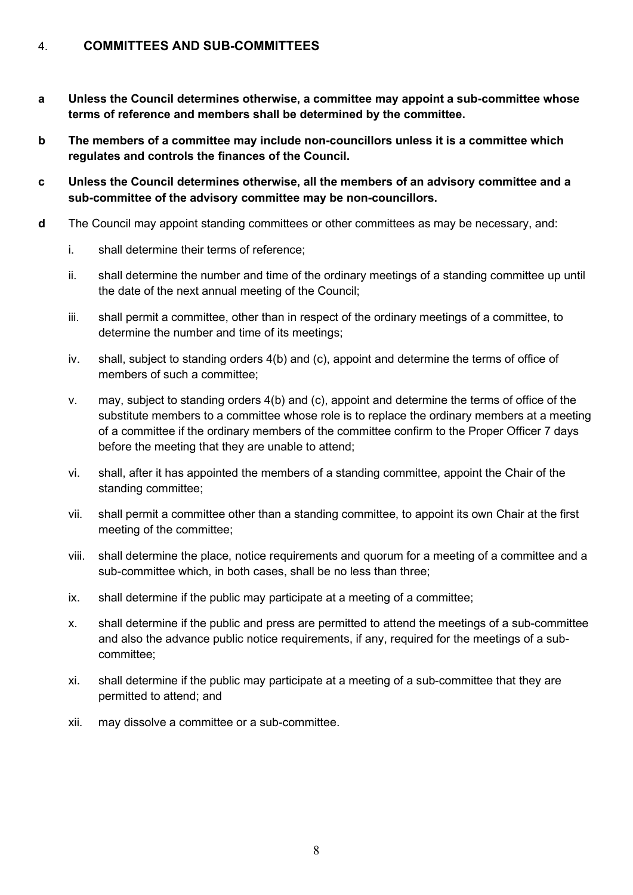## 4. COMMITTEES AND SUB-COMMITTEES

**a** **Unless the Council determines otherwise, a committee may appoint a sub-committee whose terms of reference and members shall be determined by the committee.**

**b** **The members of a committee may include non-councillors unless it is a committee which regulates and controls the finances of the Council.**

**c** **Unless the Council determines otherwise, all the members of an advisory committee and a sub-committee of the advisory committee may be non-councillors.**

**d** The Council may appoint standing committees or other committees as may be necessary, and:

- i. shall determine their terms of reference;
- ii. shall determine the number and time of the ordinary meetings of a standing committee up until the date of the next annual meeting of the Council;
- iii. shall permit a committee, other than in respect of the ordinary meetings of a committee, to determine the number and time of its meetings;
- iv. shall, subject to standing orders 4(b) and (c), appoint and determine the terms of office of members of such a committee;
- v. may, subject to standing orders 4(b) and (c), appoint and determine the terms of office of the substitute members to a committee whose role is to replace the ordinary members at a meeting of a committee if the ordinary members of the committee confirm to the Proper Officer 7 days before the meeting that they are unable to attend;
- vi. shall, after it has appointed the members of a standing committee, appoint the Chair of the standing committee;
- vii. shall permit a committee other than a standing committee, to appoint its own Chair at the first meeting of the committee;
- viii. shall determine the place, notice requirements and quorum for a meeting of a committee and a sub-committee which, in both cases, shall be no less than three;
- ix. shall determine if the public may participate at a meeting of a committee;
- x. shall determine if the public and press are permitted to attend the meetings of a sub-committee and also the advance public notice requirements, if any, required for the meetings of a sub-committee;
- xi. shall determine if the public may participate at a meeting of a sub-committee that they are permitted to attend; and
- xii. may dissolve a committee or a sub-committee.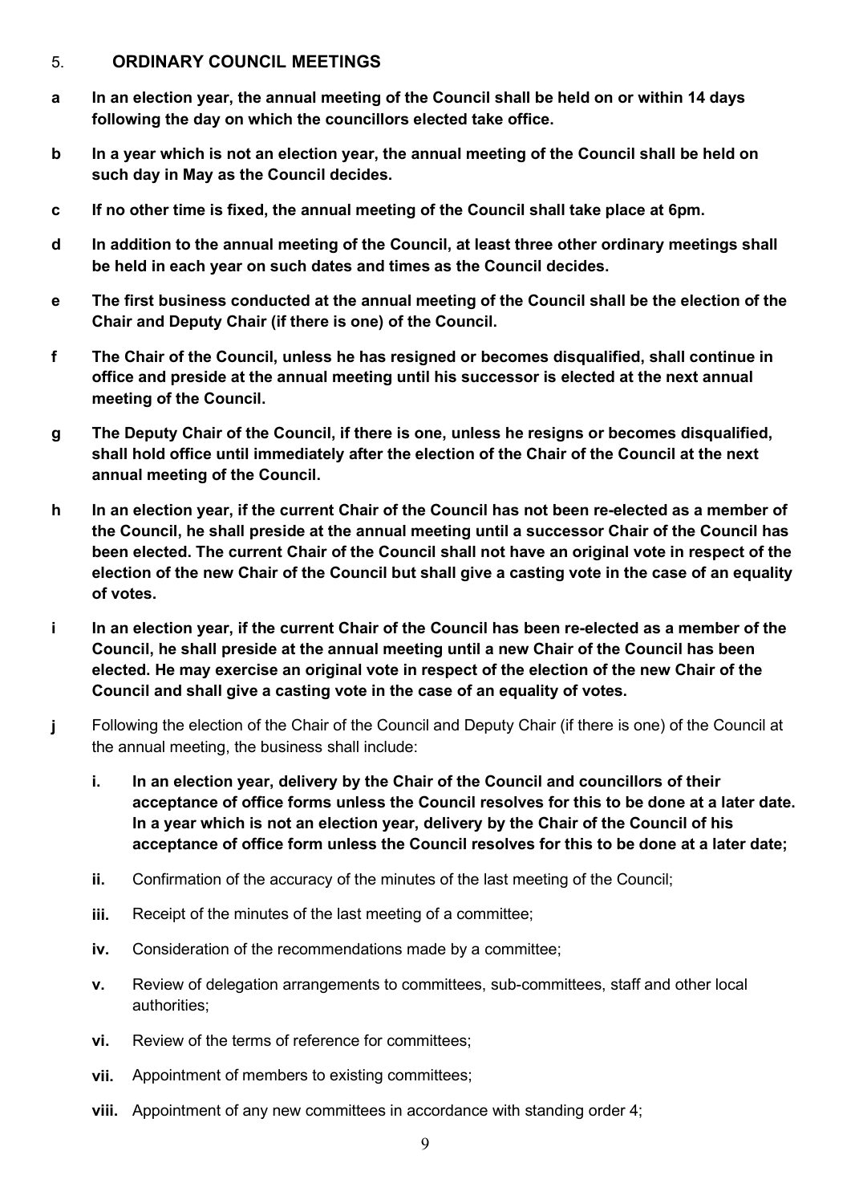## 5. **ORDINARY COUNCIL MEETINGS**

**a In an election year, the annual meeting of the Council shall be held on or within 14 days following the day on which the councillors elected take office.**

**b In a year which is not an election year, the annual meeting of the Council shall be held on such day in May as the Council decides.**

**c If no other time is fixed, the annual meeting of the Council shall take place at 6pm.**

**d In addition to the annual meeting of the Council, at least three other ordinary meetings shall be held in each year on such dates and times as the Council decides.**

**e The first business conducted at the annual meeting of the Council shall be the election of the Chair and Deputy Chair (if there is one) of the Council.**

**f The Chair of the Council, unless he has resigned or becomes disqualified, shall continue in office and preside at the annual meeting until his successor is elected at the next annual meeting of the Council.**

**g The Deputy Chair of the Council, if there is one, unless he resigns or becomes disqualified, shall hold office until immediately after the election of the Chair of the Council at the next annual meeting of the Council.**

**h In an election year, if the current Chair of the Council has not been re-elected as a member of the Council, he shall preside at the annual meeting until a successor Chair of the Council has been elected. The current Chair of the Council shall not have an original vote in respect of the election of the new Chair of the Council but shall give a casting vote in the case of an equality of votes.**

**i In an election year, if the current Chair of the Council has been re-elected as a member of the Council, he shall preside at the annual meeting until a new Chair of the Council has been elected. He may exercise an original vote in respect of the election of the new Chair of the Council and shall give a casting vote in the case of an equality of votes.**

**j** Following the election of the Chair of the Council and Deputy Chair (if there is one) of the Council at the annual meeting, the business shall include:

- **i. In an election year, delivery by the Chair of the Council and councillors of their acceptance of office forms unless the Council resolves for this to be done at a later date. In a year which is not an election year, delivery by the Chair of the Council of his acceptance of office form unless the Council resolves for this to be done at a later date;**
- **ii.** Confirmation of the accuracy of the minutes of the last meeting of the Council;
- **iii.** Receipt of the minutes of the last meeting of a committee;
- **iv.** Consideration of the recommendations made by a committee;
- **v.** Review of delegation arrangements to committees, sub-committees, staff and other local authorities;
- **vi.** Review of the terms of reference for committees;
- **vii.** Appointment of members to existing committees;
- **viii.** Appointment of any new committees in accordance with standing order 4;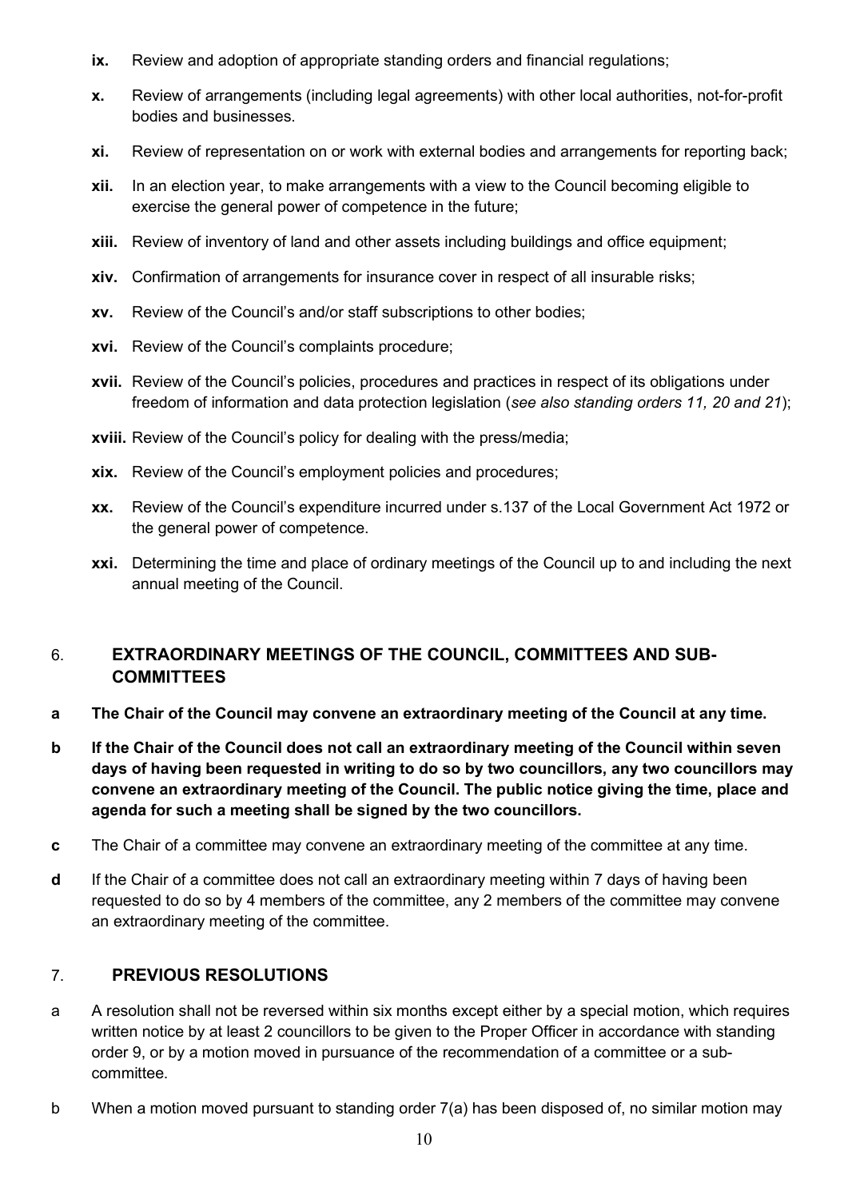**ix.** Review and adoption of appropriate standing orders and financial regulations;

**x.** Review of arrangements (including legal agreements) with other local authorities, not-for-profit bodies and businesses.

**xi.** Review of representation on or work with external bodies and arrangements for reporting back;

**xii.** In an election year, to make arrangements with a view to the Council becoming eligible to exercise the general power of competence in the future;

**xiii.** Review of inventory of land and other assets including buildings and office equipment;

**xiv.** Confirmation of arrangements for insurance cover in respect of all insurable risks;

**xv.** Review of the Council's and/or staff subscriptions to other bodies;

**xvi.** Review of the Council's complaints procedure;

**xvii.** Review of the Council's policies, procedures and practices in respect of its obligations under freedom of information and data protection legislation (*see also standing orders 11, 20 and 21*);

**xviii.** Review of the Council's policy for dealing with the press/media;

**xix.** Review of the Council's employment policies and procedures;

**xx.** Review of the Council's expenditure incurred under s.137 of the Local Government Act 1972 or the general power of competence.

**xxi.** Determining the time and place of ordinary meetings of the Council up to and including the next annual meeting of the Council.

## 6. EXTRAORDINARY MEETINGS OF THE COUNCIL, COMMITTEES AND SUB-COMMITTEES

**a** **The Chair of the Council may convene an extraordinary meeting of the Council at any time.**

**b** **If the Chair of the Council does not call an extraordinary meeting of the Council within seven days of having been requested in writing to do so by two councillors, any two councillors may convene an extraordinary meeting of the Council. The public notice giving the time, place and agenda for such a meeting shall be signed by the two councillors.**

**c** The Chair of a committee may convene an extraordinary meeting of the committee at any time.

**d** If the Chair of a committee does not call an extraordinary meeting within 7 days of having been requested to do so by 4 members of the committee, any 2 members of the committee may convene an extraordinary meeting of the committee.

## 7. PREVIOUS RESOLUTIONS

a A resolution shall not be reversed within six months except either by a special motion, which requires written notice by at least 2 councillors to be given to the Proper Officer in accordance with standing order 9, or by a motion moved in pursuance of the recommendation of a committee or a sub-committee.

b When a motion moved pursuant to standing order 7(a) has been disposed of, no similar motion may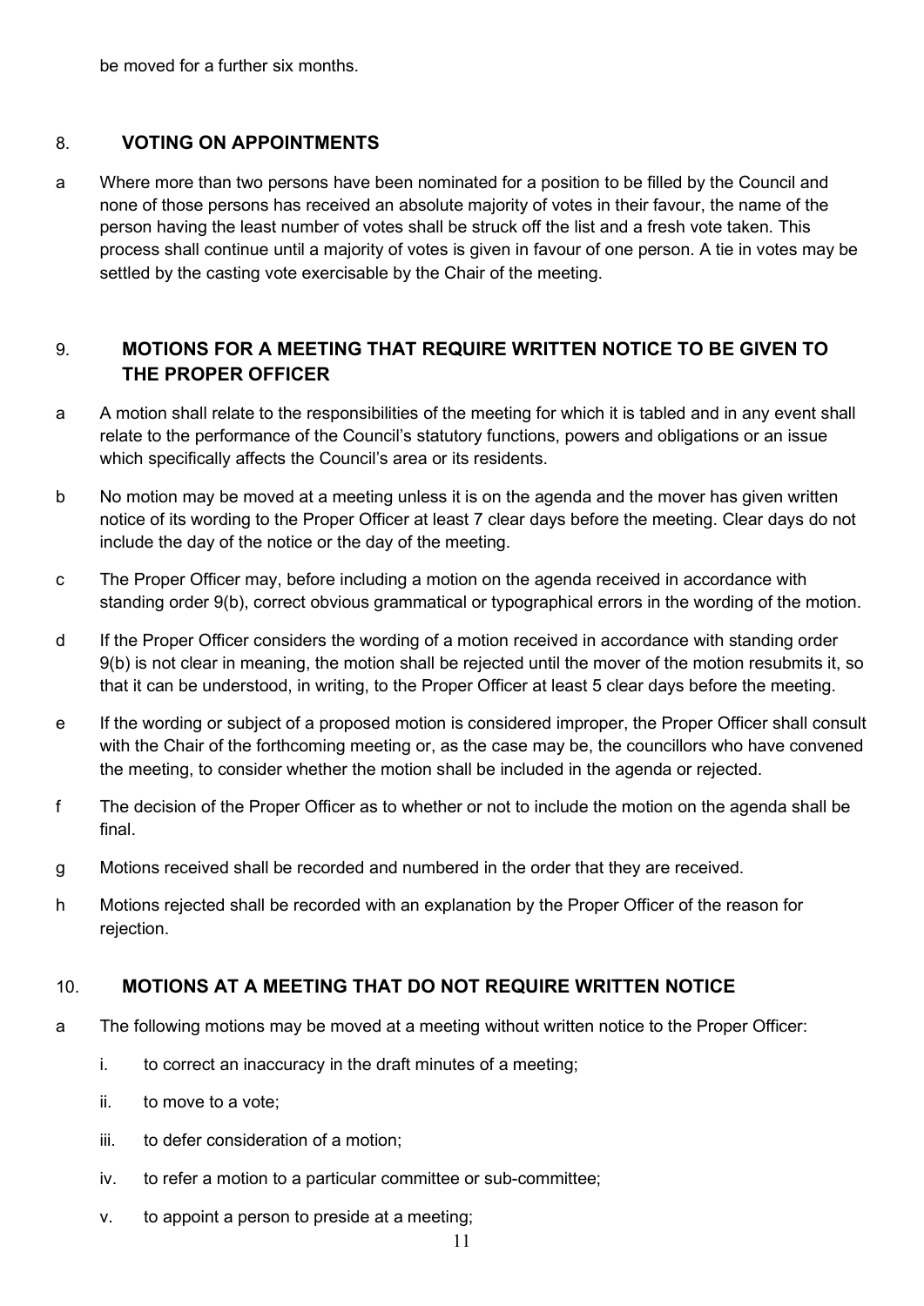be moved for a further six months.

## 8. VOTING ON APPOINTMENTS

a Where more than two persons have been nominated for a position to be filled by the Council and none of those persons has received an absolute majority of votes in their favour, the name of the person having the least number of votes shall be struck off the list and a fresh vote taken. This process shall continue until a majority of votes is given in favour of one person. A tie in votes may be settled by the casting vote exercisable by the Chair of the meeting.

## 9. MOTIONS FOR A MEETING THAT REQUIRE WRITTEN NOTICE TO BE GIVEN TO THE PROPER OFFICER

a A motion shall relate to the responsibilities of the meeting for which it is tabled and in any event shall relate to the performance of the Council's statutory functions, powers and obligations or an issue which specifically affects the Council's area or its residents.

b No motion may be moved at a meeting unless it is on the agenda and the mover has given written notice of its wording to the Proper Officer at least 7 clear days before the meeting. Clear days do not include the day of the notice or the day of the meeting.

c The Proper Officer may, before including a motion on the agenda received in accordance with standing order 9(b), correct obvious grammatical or typographical errors in the wording of the motion.

d If the Proper Officer considers the wording of a motion received in accordance with standing order 9(b) is not clear in meaning, the motion shall be rejected until the mover of the motion resubmits it, so that it can be understood, in writing, to the Proper Officer at least 5 clear days before the meeting.

e If the wording or subject of a proposed motion is considered improper, the Proper Officer shall consult with the Chair of the forthcoming meeting or, as the case may be, the councillors who have convened the meeting, to consider whether the motion shall be included in the agenda or rejected.

f The decision of the Proper Officer as to whether or not to include the motion on the agenda shall be final.

g Motions received shall be recorded and numbered in the order that they are received.

h Motions rejected shall be recorded with an explanation by the Proper Officer of the reason for rejection.

## 10. MOTIONS AT A MEETING THAT DO NOT REQUIRE WRITTEN NOTICE

a The following motions may be moved at a meeting without written notice to the Proper Officer:

   i. to correct an inaccuracy in the draft minutes of a meeting;

   ii. to move to a vote;

   iii. to defer consideration of a motion;

   iv. to refer a motion to a particular committee or sub-committee;

   v. to appoint a person to preside at a meeting;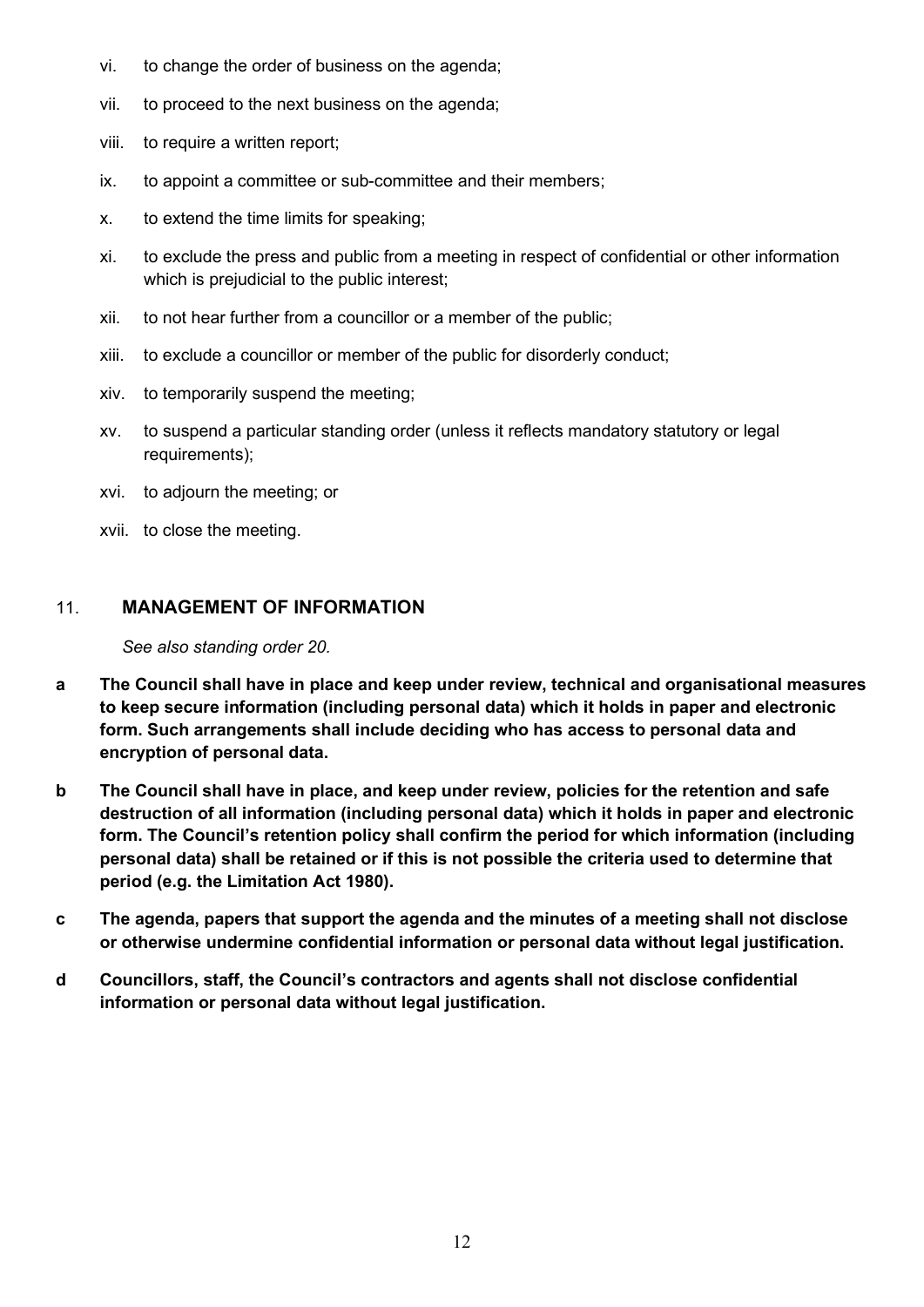vi. to change the order of business on the agenda;

vii. to proceed to the next business on the agenda;

viii. to require a written report;

ix. to appoint a committee or sub-committee and their members;

x. to extend the time limits for speaking;

xi. to exclude the press and public from a meeting in respect of confidential or other information which is prejudicial to the public interest;

xii. to not hear further from a councillor or a member of the public;

xiii. to exclude a councillor or member of the public for disorderly conduct;

xiv. to temporarily suspend the meeting;

xv. to suspend a particular standing order (unless it reflects mandatory statutory or legal requirements);

xvi. to adjourn the meeting; or

xvii. to close the meeting.

## 11. MANAGEMENT OF INFORMATION

*See also standing order 20.*

**a The Council shall have in place and keep under review, technical and organisational measures to keep secure information (including personal data) which it holds in paper and electronic form. Such arrangements shall include deciding who has access to personal data and encryption of personal data.**

**b The Council shall have in place, and keep under review, policies for the retention and safe destruction of all information (including personal data) which it holds in paper and electronic form. The Council's retention policy shall confirm the period for which information (including personal data) shall be retained or if this is not possible the criteria used to determine that period (e.g. the Limitation Act 1980).**

**c The agenda, papers that support the agenda and the minutes of a meeting shall not disclose or otherwise undermine confidential information or personal data without legal justification.**

**d Councillors, staff, the Council's contractors and agents shall not disclose confidential information or personal data without legal justification.**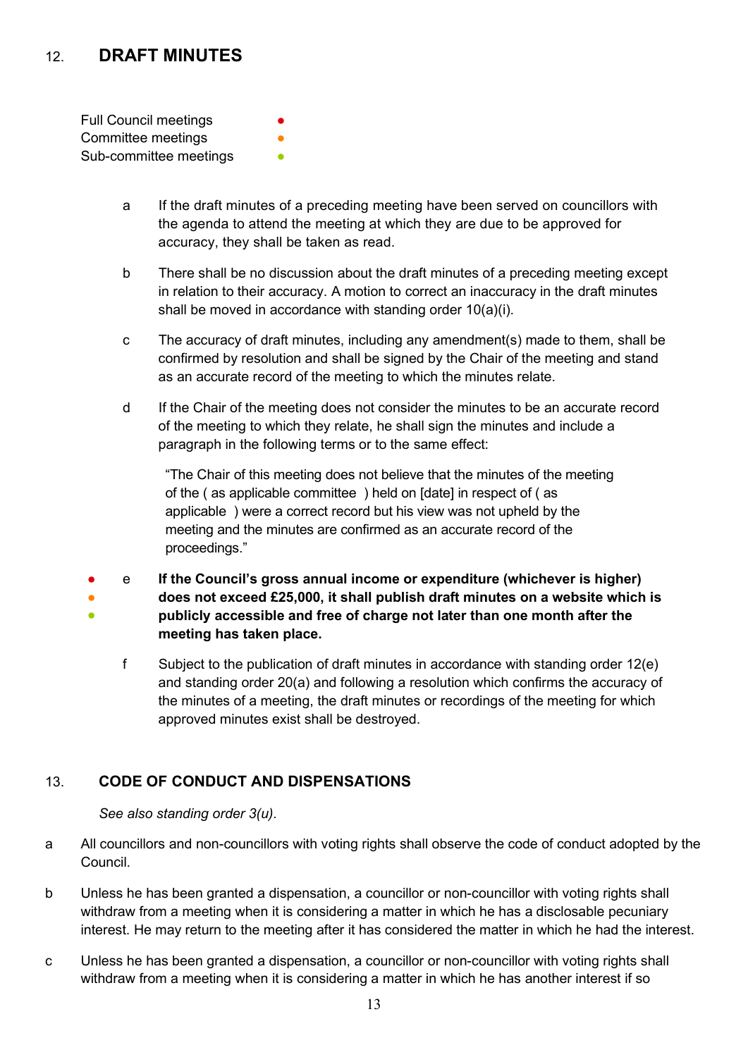## 12. DRAFT MINUTES

Full Council meetings ●
Committee meetings ●
Sub-committee meetings ●

a If the draft minutes of a preceding meeting have been served on councillors with the agenda to attend the meeting at which they are due to be approved for accuracy, they shall be taken as read.

b There shall be no discussion about the draft minutes of a preceding meeting except in relation to their accuracy. A motion to correct an inaccuracy in the draft minutes shall be moved in accordance with standing order 10(a)(i).

c The accuracy of draft minutes, including any amendment(s) made to them, shall be confirmed by resolution and shall be signed by the Chair of the meeting and stand as an accurate record of the meeting to which the minutes relate.

d If the Chair of the meeting does not consider the minutes to be an accurate record of the meeting to which they relate, he shall sign the minutes and include a paragraph in the following terms or to the same effect:

> "The Chair of this meeting does not believe that the minutes of the meeting of the ( as applicable committee ) held on [date] in respect of ( as applicable ) were a correct record but his view was not upheld by the meeting and the minutes are confirmed as an accurate record of the proceedings."

● ● ● e **If the Council's gross annual income or expenditure (whichever is higher) does not exceed £25,000, it shall publish draft minutes on a website which is publicly accessible and free of charge not later than one month after the meeting has taken place.**

f Subject to the publication of draft minutes in accordance with standing order 12(e) and standing order 20(a) and following a resolution which confirms the accuracy of the minutes of a meeting, the draft minutes or recordings of the meeting for which approved minutes exist shall be destroyed.

## 13. CODE OF CONDUCT AND DISPENSATIONS

*See also standing order 3(u).*

a All councillors and non-councillors with voting rights shall observe the code of conduct adopted by the Council.

b Unless he has been granted a dispensation, a councillor or non-councillor with voting rights shall withdraw from a meeting when it is considering a matter in which he has a disclosable pecuniary interest. He may return to the meeting after it has considered the matter in which he had the interest.

c Unless he has been granted a dispensation, a councillor or non-councillor with voting rights shall withdraw from a meeting when it is considering a matter in which he has another interest if so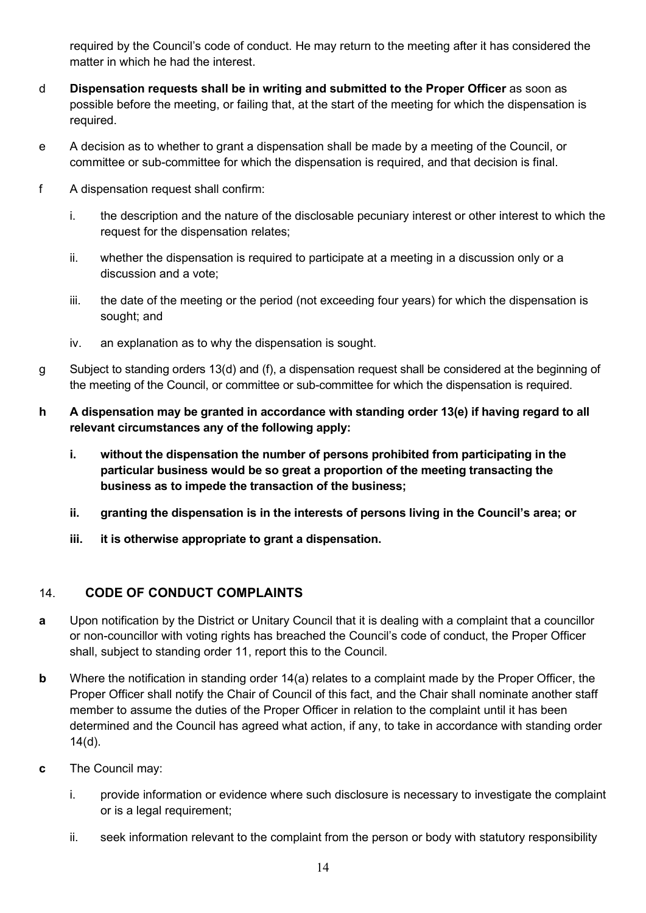required by the Council's code of conduct. He may return to the meeting after it has considered the matter in which he had the interest.

d **Dispensation requests shall be in writing and submitted to the Proper Officer** as soon as possible before the meeting, or failing that, at the start of the meeting for which the dispensation is required.

e A decision as to whether to grant a dispensation shall be made by a meeting of the Council, or committee or sub-committee for which the dispensation is required, and that decision is final.

f A dispensation request shall confirm:

i. the description and the nature of the disclosable pecuniary interest or other interest to which the request for the dispensation relates;

ii. whether the dispensation is required to participate at a meeting in a discussion only or a discussion and a vote;

iii. the date of the meeting or the period (not exceeding four years) for which the dispensation is sought; and

iv. an explanation as to why the dispensation is sought.

g Subject to standing orders 13(d) and (f), a dispensation request shall be considered at the beginning of the meeting of the Council, or committee or sub-committee for which the dispensation is required.

**h A dispensation may be granted in accordance with standing order 13(e) if having regard to all relevant circumstances any of the following apply:**

**i. without the dispensation the number of persons prohibited from participating in the particular business would be so great a proportion of the meeting transacting the business as to impede the transaction of the business;**

**ii. granting the dispensation is in the interests of persons living in the Council's area; or**

**iii. it is otherwise appropriate to grant a dispensation.**

## 14. CODE OF CONDUCT COMPLAINTS

**a** Upon notification by the District or Unitary Council that it is dealing with a complaint that a councillor or non-councillor with voting rights has breached the Council's code of conduct, the Proper Officer shall, subject to standing order 11, report this to the Council.

**b** Where the notification in standing order 14(a) relates to a complaint made by the Proper Officer, the Proper Officer shall notify the Chair of Council of this fact, and the Chair shall nominate another staff member to assume the duties of the Proper Officer in relation to the complaint until it has been determined and the Council has agreed what action, if any, to take in accordance with standing order 14(d).

**c** The Council may:

i. provide information or evidence where such disclosure is necessary to investigate the complaint or is a legal requirement;

ii. seek information relevant to the complaint from the person or body with statutory responsibility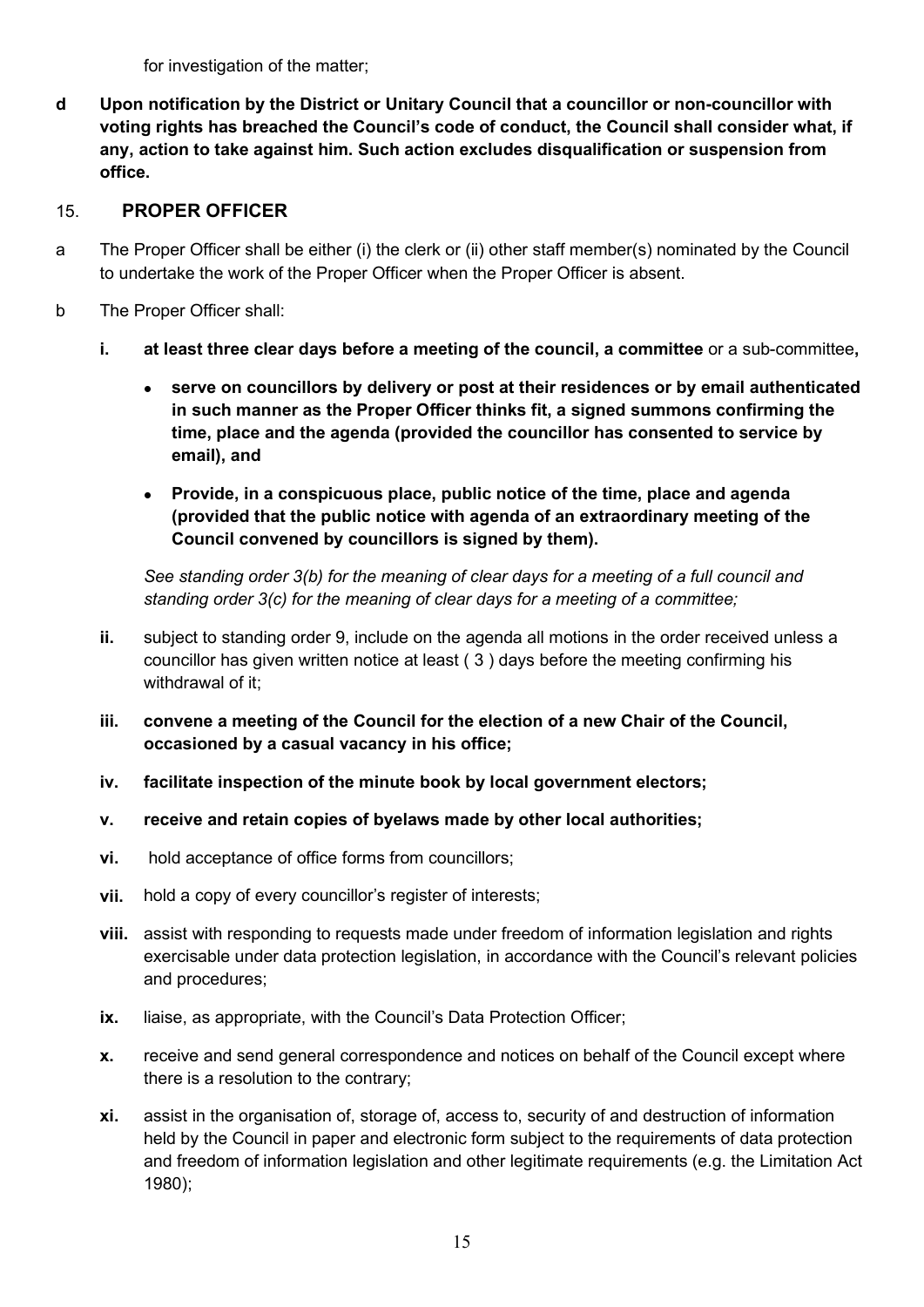for investigation of the matter;

**d Upon notification by the District or Unitary Council that a councillor or non-councillor with voting rights has breached the Council's code of conduct, the Council shall consider what, if any, action to take against him. Such action excludes disqualification or suspension from office.**

## 15. PROPER OFFICER

a The Proper Officer shall be either (i) the clerk or (ii) other staff member(s) nominated by the Council to undertake the work of the Proper Officer when the Proper Officer is absent.

b The Proper Officer shall:

**i. at least three clear days before a meeting of the council, a committee** or a sub-committee**,**

- **serve on councillors by delivery or post at their residences or by email authenticated in such manner as the Proper Officer thinks fit, a signed summons confirming the time, place and the agenda (provided the councillor has consented to service by email), and**
- **Provide, in a conspicuous place, public notice of the time, place and agenda (provided that the public notice with agenda of an extraordinary meeting of the Council convened by councillors is signed by them).**

*See standing order 3(b) for the meaning of clear days for a meeting of a full council and standing order 3(c) for the meaning of clear days for a meeting of a committee;*

**ii.** subject to standing order 9, include on the agenda all motions in the order received unless a councillor has given written notice at least ( 3 ) days before the meeting confirming his withdrawal of it;

**iii. convene a meeting of the Council for the election of a new Chair of the Council, occasioned by a casual vacancy in his office;**

**iv. facilitate inspection of the minute book by local government electors;**

**v. receive and retain copies of byelaws made by other local authorities;**

**vi.** hold acceptance of office forms from councillors;

**vii.** hold a copy of every councillor's register of interests;

**viii.** assist with responding to requests made under freedom of information legislation and rights exercisable under data protection legislation, in accordance with the Council's relevant policies and procedures;

**ix.** liaise, as appropriate, with the Council's Data Protection Officer;

**x.** receive and send general correspondence and notices on behalf of the Council except where there is a resolution to the contrary;

**xi.** assist in the organisation of, storage of, access to, security of and destruction of information held by the Council in paper and electronic form subject to the requirements of data protection and freedom of information legislation and other legitimate requirements (e.g. the Limitation Act 1980);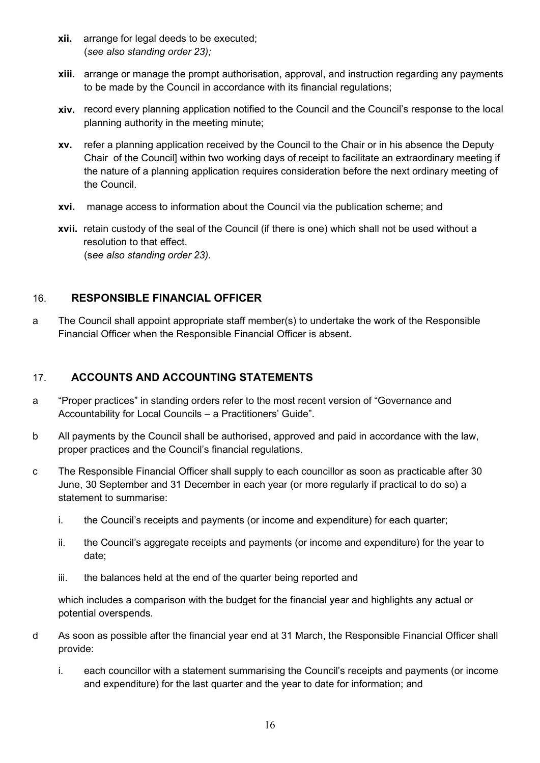- **xii.** arrange for legal deeds to be executed;  
  (*see also standing order 23);*

- **xiii.** arrange or manage the prompt authorisation, approval, and instruction regarding any payments to be made by the Council in accordance with its financial regulations;

- **xiv.** record every planning application notified to the Council and the Council's response to the local planning authority in the meeting minute;

- **xv.** refer a planning application received by the Council to the Chair or in his absence the Deputy Chair of the Council] within two working days of receipt to facilitate an extraordinary meeting if the nature of a planning application requires consideration before the next ordinary meeting of the Council.

- **xvi.** manage access to information about the Council via the publication scheme; and

- **xvii.** retain custody of the seal of the Council (if there is one) which shall not be used without a resolution to that effect.  
  (s*ee also standing order 23).*

## 16. RESPONSIBLE FINANCIAL OFFICER

a The Council shall appoint appropriate staff member(s) to undertake the work of the Responsible Financial Officer when the Responsible Financial Officer is absent.

## 17. ACCOUNTS AND ACCOUNTING STATEMENTS

a "Proper practices" in standing orders refer to the most recent version of "Governance and Accountability for Local Councils – a Practitioners' Guide".

b All payments by the Council shall be authorised, approved and paid in accordance with the law, proper practices and the Council's financial regulations.

c The Responsible Financial Officer shall supply to each councillor as soon as practicable after 30 June, 30 September and 31 December in each year (or more regularly if practical to do so) a statement to summarise:

   i. the Council's receipts and payments (or income and expenditure) for each quarter;

   ii. the Council's aggregate receipts and payments (or income and expenditure) for the year to date;

   iii. the balances held at the end of the quarter being reported and

   which includes a comparison with the budget for the financial year and highlights any actual or potential overspends.

d As soon as possible after the financial year end at 31 March, the Responsible Financial Officer shall provide:

   i. each councillor with a statement summarising the Council's receipts and payments (or income and expenditure) for the last quarter and the year to date for information; and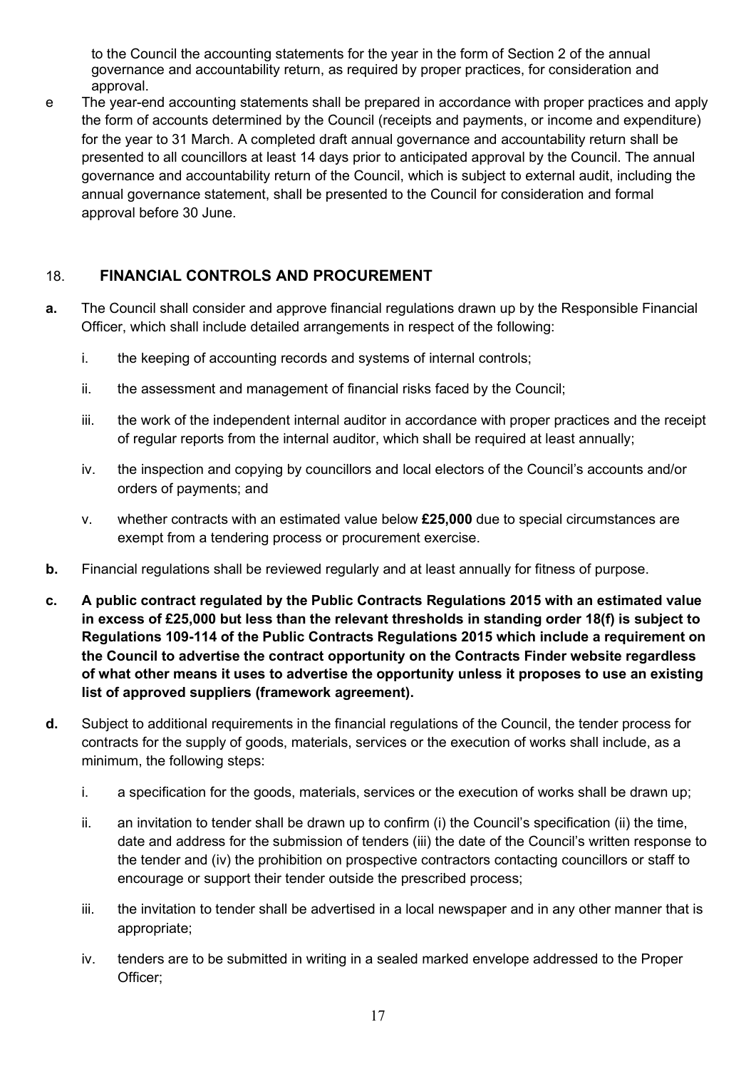to the Council the accounting statements for the year in the form of Section 2 of the annual governance and accountability return, as required by proper practices, for consideration and approval.

e The year-end accounting statements shall be prepared in accordance with proper practices and apply the form of accounts determined by the Council (receipts and payments, or income and expenditure) for the year to 31 March. A completed draft annual governance and accountability return shall be presented to all councillors at least 14 days prior to anticipated approval by the Council. The annual governance and accountability return of the Council, which is subject to external audit, including the annual governance statement, shall be presented to the Council for consideration and formal approval before 30 June.

## 18. FINANCIAL CONTROLS AND PROCUREMENT

**a.** The Council shall consider and approve financial regulations drawn up by the Responsible Financial Officer, which shall include detailed arrangements in respect of the following:

i. the keeping of accounting records and systems of internal controls;

ii. the assessment and management of financial risks faced by the Council;

iii. the work of the independent internal auditor in accordance with proper practices and the receipt of regular reports from the internal auditor, which shall be required at least annually;

iv. the inspection and copying by councillors and local electors of the Council's accounts and/or orders of payments; and

v. whether contracts with an estimated value below **£25,000** due to special circumstances are exempt from a tendering process or procurement exercise.

**b.** Financial regulations shall be reviewed regularly and at least annually for fitness of purpose.

**c. A public contract regulated by the Public Contracts Regulations 2015 with an estimated value in excess of £25,000 but less than the relevant thresholds in standing order 18(f) is subject to Regulations 109-114 of the Public Contracts Regulations 2015 which include a requirement on the Council to advertise the contract opportunity on the Contracts Finder website regardless of what other means it uses to advertise the opportunity unless it proposes to use an existing list of approved suppliers (framework agreement).**

**d.** Subject to additional requirements in the financial regulations of the Council, the tender process for contracts for the supply of goods, materials, services or the execution of works shall include, as a minimum, the following steps:

i. a specification for the goods, materials, services or the execution of works shall be drawn up;

ii. an invitation to tender shall be drawn up to confirm (i) the Council's specification (ii) the time, date and address for the submission of tenders (iii) the date of the Council's written response to the tender and (iv) the prohibition on prospective contractors contacting councillors or staff to encourage or support their tender outside the prescribed process;

iii. the invitation to tender shall be advertised in a local newspaper and in any other manner that is appropriate;

iv. tenders are to be submitted in writing in a sealed marked envelope addressed to the Proper Officer;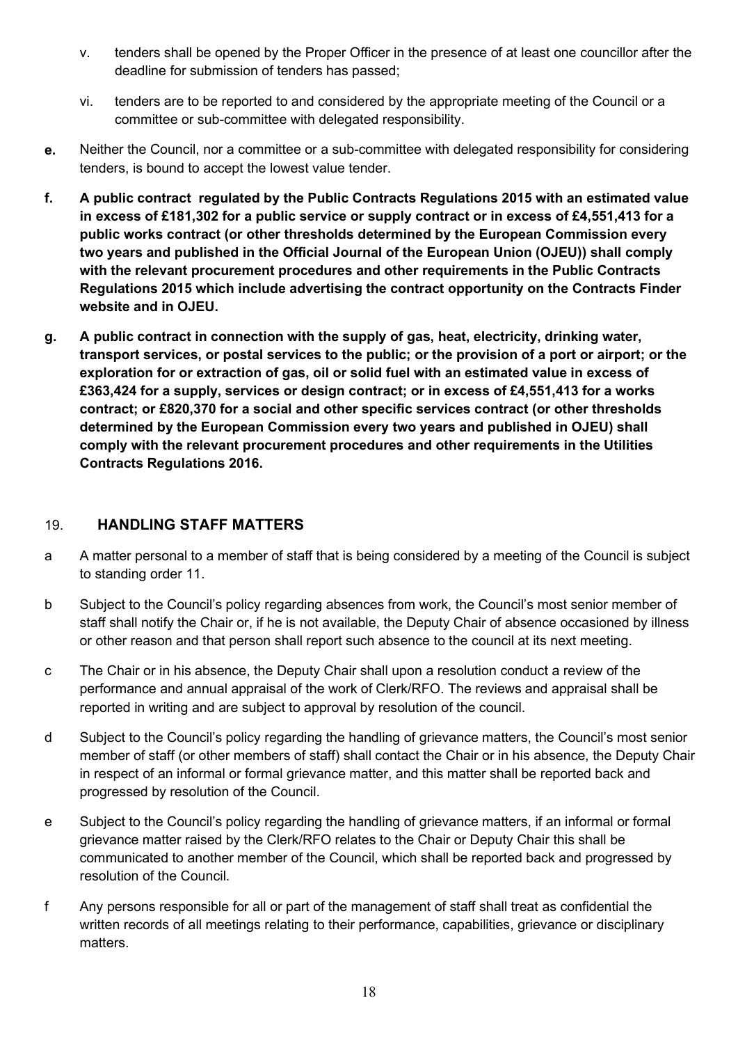- v. tenders shall be opened by the Proper Officer in the presence of at least one councillor after the deadline for submission of tenders has passed;
- vi. tenders are to be reported to and considered by the appropriate meeting of the Council or a committee or sub-committee with delegated responsibility.

**e.** Neither the Council, nor a committee or a sub-committee with delegated responsibility for considering tenders, is bound to accept the lowest value tender.

**f. A public contract regulated by the Public Contracts Regulations 2015 with an estimated value in excess of £181,302 for a public service or supply contract or in excess of £4,551,413 for a public works contract (or other thresholds determined by the European Commission every two years and published in the Official Journal of the European Union (OJEU)) shall comply with the relevant procurement procedures and other requirements in the Public Contracts Regulations 2015 which include advertising the contract opportunity on the Contracts Finder website and in OJEU.**

**g. A public contract in connection with the supply of gas, heat, electricity, drinking water, transport services, or postal services to the public; or the provision of a port or airport; or the exploration for or extraction of gas, oil or solid fuel with an estimated value in excess of £363,424 for a supply, services or design contract; or in excess of £4,551,413 for a works contract; or £820,370 for a social and other specific services contract (or other thresholds determined by the European Commission every two years and published in OJEU) shall comply with the relevant procurement procedures and other requirements in the Utilities Contracts Regulations 2016.**

## 19. HANDLING STAFF MATTERS

a A matter personal to a member of staff that is being considered by a meeting of the Council is subject to standing order 11.

b Subject to the Council's policy regarding absences from work, the Council's most senior member of staff shall notify the Chair or, if he is not available, the Deputy Chair of absence occasioned by illness or other reason and that person shall report such absence to the council at its next meeting.

c The Chair or in his absence, the Deputy Chair shall upon a resolution conduct a review of the performance and annual appraisal of the work of Clerk/RFO. The reviews and appraisal shall be reported in writing and are subject to approval by resolution of the council.

d Subject to the Council's policy regarding the handling of grievance matters, the Council's most senior member of staff (or other members of staff) shall contact the Chair or in his absence, the Deputy Chair in respect of an informal or formal grievance matter, and this matter shall be reported back and progressed by resolution of the Council.

e Subject to the Council's policy regarding the handling of grievance matters, if an informal or formal grievance matter raised by the Clerk/RFO relates to the Chair or Deputy Chair this shall be communicated to another member of the Council, which shall be reported back and progressed by resolution of the Council.

f Any persons responsible for all or part of the management of staff shall treat as confidential the written records of all meetings relating to their performance, capabilities, grievance or disciplinary matters.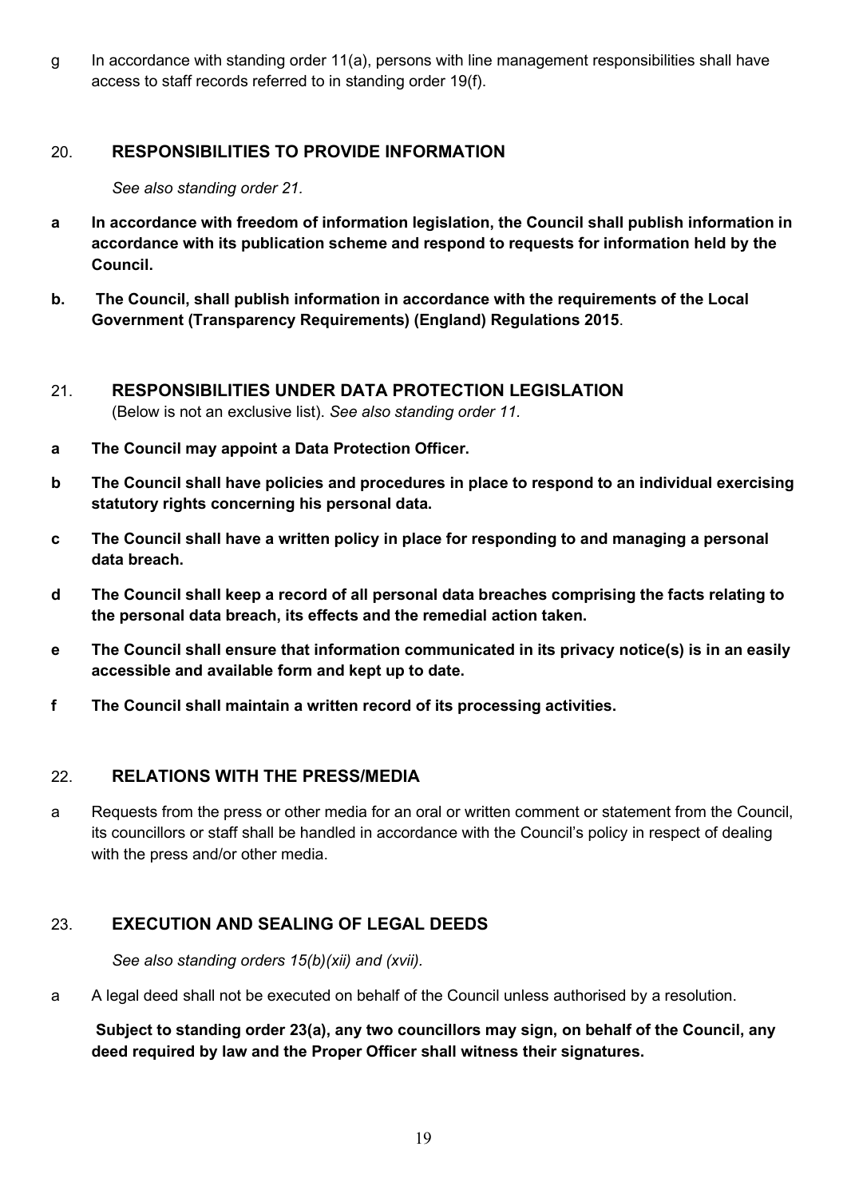g In accordance with standing order 11(a), persons with line management responsibilities shall have access to staff records referred to in standing order 19(f).

## 20. RESPONSIBILITIES TO PROVIDE INFORMATION

*See also standing order 21.*

**a In accordance with freedom of information legislation, the Council shall publish information in accordance with its publication scheme and respond to requests for information held by the Council.**

**b. The Council, shall publish information in accordance with the requirements of the Local Government (Transparency Requirements) (England) Regulations 2015**.

## 21. RESPONSIBILITIES UNDER DATA PROTECTION LEGISLATION

(Below is not an exclusive list). *See also standing order 11.*

**a The Council may appoint a Data Protection Officer.**

**b The Council shall have policies and procedures in place to respond to an individual exercising statutory rights concerning his personal data.**

**c The Council shall have a written policy in place for responding to and managing a personal data breach.**

**d The Council shall keep a record of all personal data breaches comprising the facts relating to the personal data breach, its effects and the remedial action taken.**

**e The Council shall ensure that information communicated in its privacy notice(s) is in an easily accessible and available form and kept up to date.**

**f The Council shall maintain a written record of its processing activities.**

## 22. RELATIONS WITH THE PRESS/MEDIA

a Requests from the press or other media for an oral or written comment or statement from the Council, its councillors or staff shall be handled in accordance with the Council's policy in respect of dealing with the press and/or other media.

## 23. EXECUTION AND SEALING OF LEGAL DEEDS

*See also standing orders 15(b)(xii) and (xvii).*

a A legal deed shall not be executed on behalf of the Council unless authorised by a resolution.

**Subject to standing order 23(a), any two councillors may sign, on behalf of the Council, any deed required by law and the Proper Officer shall witness their signatures.**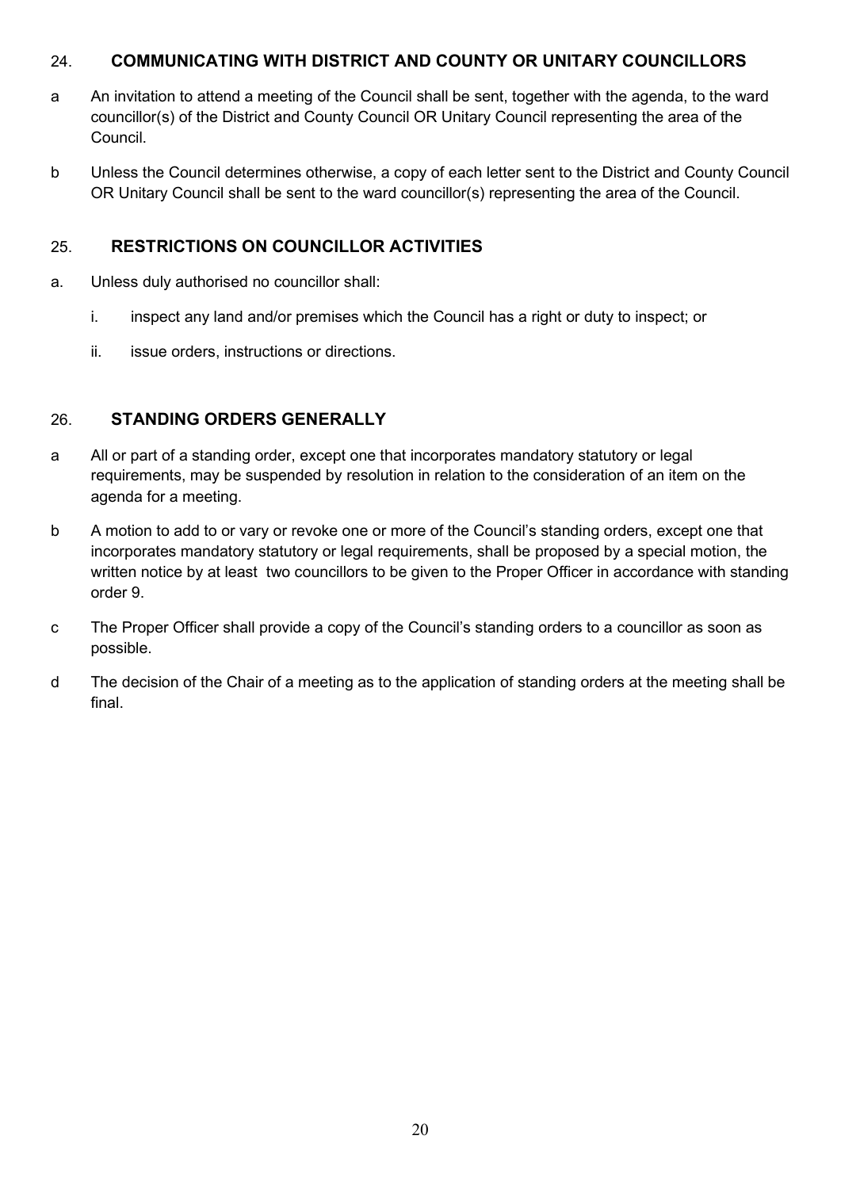## 24. COMMUNICATING WITH DISTRICT AND COUNTY OR UNITARY COUNCILLORS

a An invitation to attend a meeting of the Council shall be sent, together with the agenda, to the ward councillor(s) of the District and County Council OR Unitary Council representing the area of the Council.

b Unless the Council determines otherwise, a copy of each letter sent to the District and County Council OR Unitary Council shall be sent to the ward councillor(s) representing the area of the Council.

## 25. RESTRICTIONS ON COUNCILLOR ACTIVITIES

a. Unless duly authorised no councillor shall:

   i. inspect any land and/or premises which the Council has a right or duty to inspect; or

   ii. issue orders, instructions or directions.

## 26. STANDING ORDERS GENERALLY

a All or part of a standing order, except one that incorporates mandatory statutory or legal requirements, may be suspended by resolution in relation to the consideration of an item on the agenda for a meeting.

b A motion to add to or vary or revoke one or more of the Council's standing orders, except one that incorporates mandatory statutory or legal requirements, shall be proposed by a special motion, the written notice by at least two councillors to be given to the Proper Officer in accordance with standing order 9.

c The Proper Officer shall provide a copy of the Council's standing orders to a councillor as soon as possible.

d The decision of the Chair of a meeting as to the application of standing orders at the meeting shall be final.